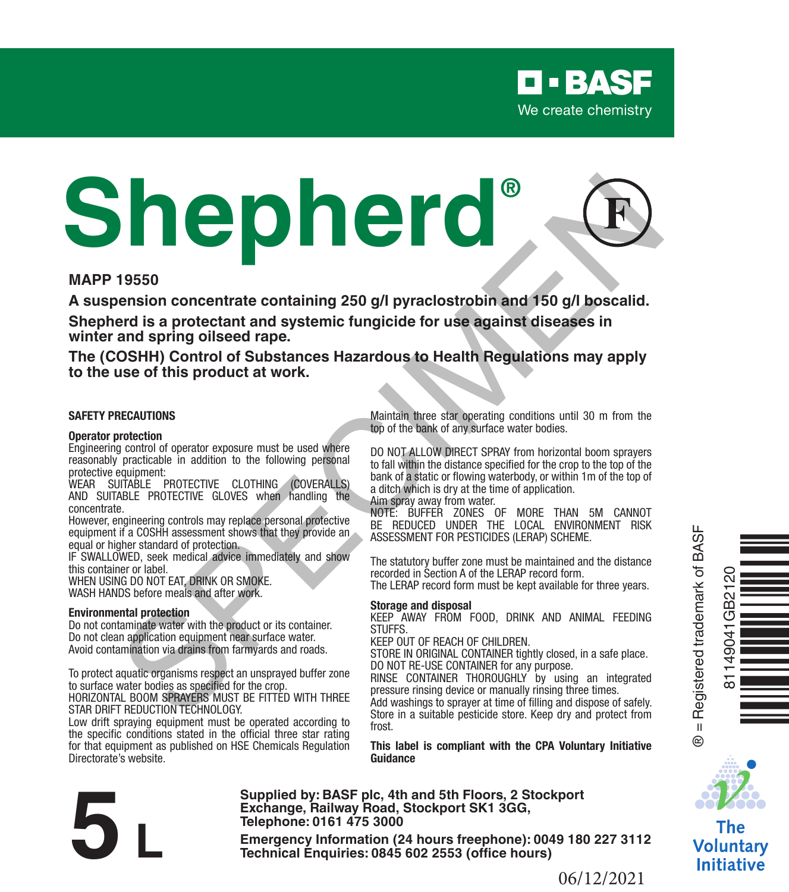**BASF**
We create chemistry

# Shepherd®

**MAPP 19550**

**A suspension concentrate containing 250 g/l pyraclostrobin and 150 g/l boscalid.**

**Shepherd is a protectant and systemic fungicide for use against diseases in winter and spring oilseed rape.**

**The (COSHH) Control of Substances Hazardous to Health Regulations may apply to the use of this product at work.**

**SAFETY PRECAUTIONS**

**Operator protection**

Engineering control of operator exposure must be used where reasonably practicable in addition to the following personal protective equipment:

WEAR SUITABLE PROTECTIVE CLOTHING (COVERALLS) AND SUITABLE PROTECTIVE GLOVES when handling the concentrate.

However, engineering controls may replace personal protective equipment if a COSHH assessment shows that they provide an equal or higher standard of protection.

IF SWALLOWED, seek medical advice immediately and show this container or label.

WHEN USING DO NOT EAT, DRINK OR SMOKE.

WASH HANDS before meals and after work.

**Environmental protection**

Do not contaminate water with the product or its container.

Do not clean application equipment near surface water.

Avoid contamination via drains from farmyards and roads.

To protect aquatic organisms respect an unsprayed buffer zone to surface water bodies as specified for the crop.

HORIZONTAL BOOM SPRAYERS MUST BE FITTED WITH THREE STAR DRIFT REDUCTION TECHNOLOGY.

Low drift spraying equipment must be operated according to the specific conditions stated in the official three star rating for that equipment as published on HSE Chemicals Regulation Directorate's website.

Maintain three star operating conditions until 30 m from the top of the bank of any surface water bodies.

DO NOT ALLOW DIRECT SPRAY from horizontal boom sprayers to fall within the distance specified for the crop to the top of the bank of a static or flowing waterbody, or within 1m of the top of a ditch which is dry at the time of application.

Aim spray away from water.

NOTE: BUFFER ZONES OF MORE THAN 5M CANNOT BE REDUCED UNDER THE LOCAL ENVIRONMENT RISK ASSESSMENT FOR PESTICIDES (LERAP) SCHEME.

The statutory buffer zone must be maintained and the distance recorded in Section A of the LERAP record form.

The LERAP record form must be kept available for three years.

**Storage and disposal**

KEEP AWAY FROM FOOD, DRINK AND ANIMAL FEEDING STUFFS.

KEEP OUT OF REACH OF CHILDREN.

STORE IN ORIGINAL CONTAINER tightly closed, in a safe place.

DO NOT RE-USE CONTAINER for any purpose.

RINSE CONTAINER THOROUGHLY by using an integrated pressure rinsing device or manually rinsing three times.

Add washings to sprayer at time of filling and dispose of safely.

Store in a suitable pesticide store. Keep dry and protect from frost.

**This label is compliant with the CPA Voluntary Initiative Guidance**

® = Registered trademark of BASF

81149041GB2120

The Voluntary Initiative

# 5 L

**Supplied by: BASF plc, 4th and 5th Floors, 2 Stockport Exchange, Railway Road, Stockport SK1 3GG,**
**Telephone: 0161 475 3000**

**Emergency Information (24 hours freephone): 0049 180 227 3112**
**Technical Enquiries: 0845 602 2553 (office hours)**

06/12/2021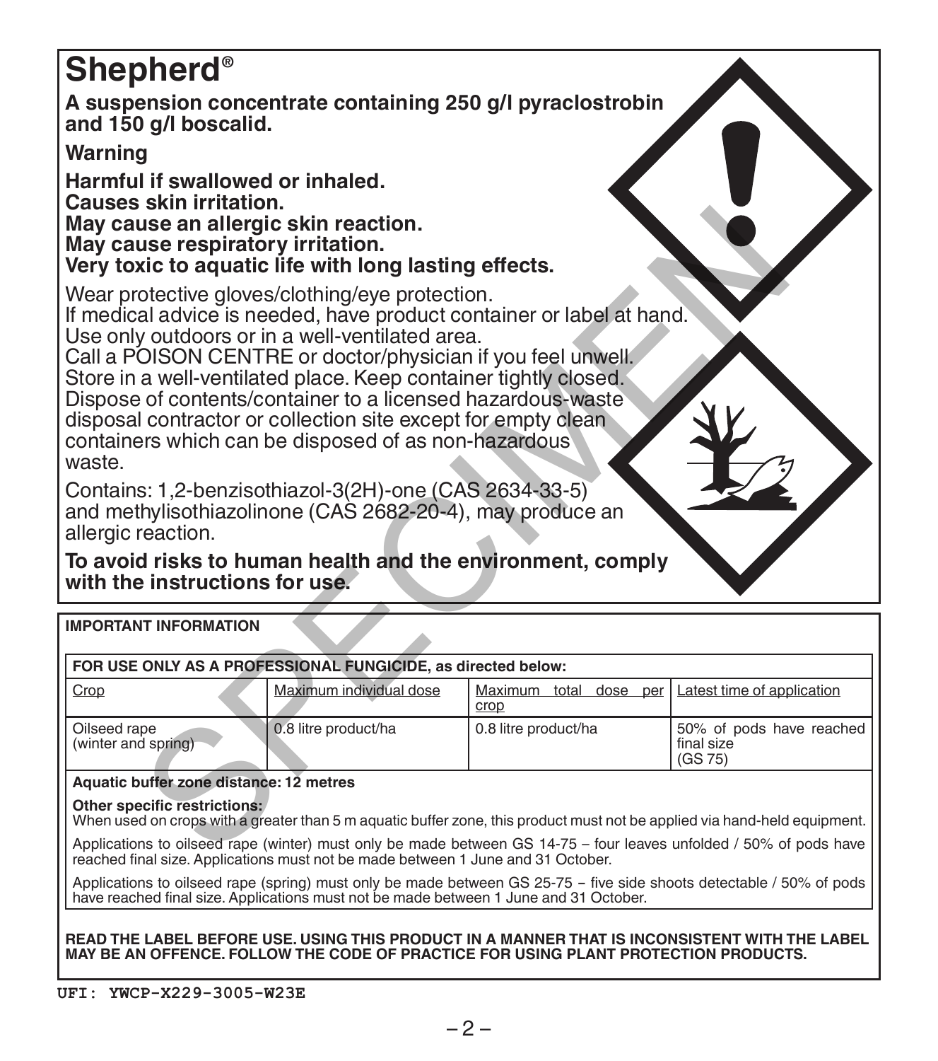# Shepherd®

**A suspension concentrate containing 250 g/l pyraclostrobin and 150 g/l boscalid.**

**Warning**

**Harmful if swallowed or inhaled.**
**Causes skin irritation.**
**May cause an allergic skin reaction.**
**May cause respiratory irritation.**
**Very toxic to aquatic life with long lasting effects.**

Wear protective gloves/clothing/eye protection.
If medical advice is needed, have product container or label at hand.
Use only outdoors or in a well-ventilated area.
Call a POISON CENTRE or doctor/physician if you feel unwell.
Store in a well-ventilated place. Keep container tightly closed.
Dispose of contents/container to a licensed hazardous-waste disposal contractor or collection site except for empty clean containers which can be disposed of as non-hazardous waste.

Contains: 1,2-benzisothiazol-3(2H)-one (CAS 2634-33-5) and methylisothiazolinone (CAS 2682-20-4), may produce an allergic reaction.

**To avoid risks to human health and the environment, comply with the instructions for use.**

**IMPORTANT INFORMATION**

**FOR USE ONLY AS A PROFESSIONAL FUNGICIDE, as directed below:**

| Crop | Maximum individual dose | Maximum total dose per crop | Latest time of application |
|---|---|---|---|
| Oilseed rape (winter and spring) | 0.8 litre product/ha | 0.8 litre product/ha | 50% of pods have reached final size (GS 75) |

**Aquatic buffer zone distance: 12 metres**

**Other specific restrictions:**
When used on crops with a greater than 5 m aquatic buffer zone, this product must not be applied via hand-held equipment.

Applications to oilseed rape (winter) must only be made between GS 14-75 – four leaves unfolded / 50% of pods have reached final size. Applications must not be made between 1 June and 31 October.

Applications to oilseed rape (spring) must only be made between GS 25-75 – five side shoots detectable / 50% of pods have reached final size. Applications must not be made between 1 June and 31 October.

**READ THE LABEL BEFORE USE. USING THIS PRODUCT IN A MANNER THAT IS INCONSISTENT WITH THE LABEL MAY BE AN OFFENCE. FOLLOW THE CODE OF PRACTICE FOR USING PLANT PROTECTION PRODUCTS.**

UFI: YWCP-X229-3005-W23E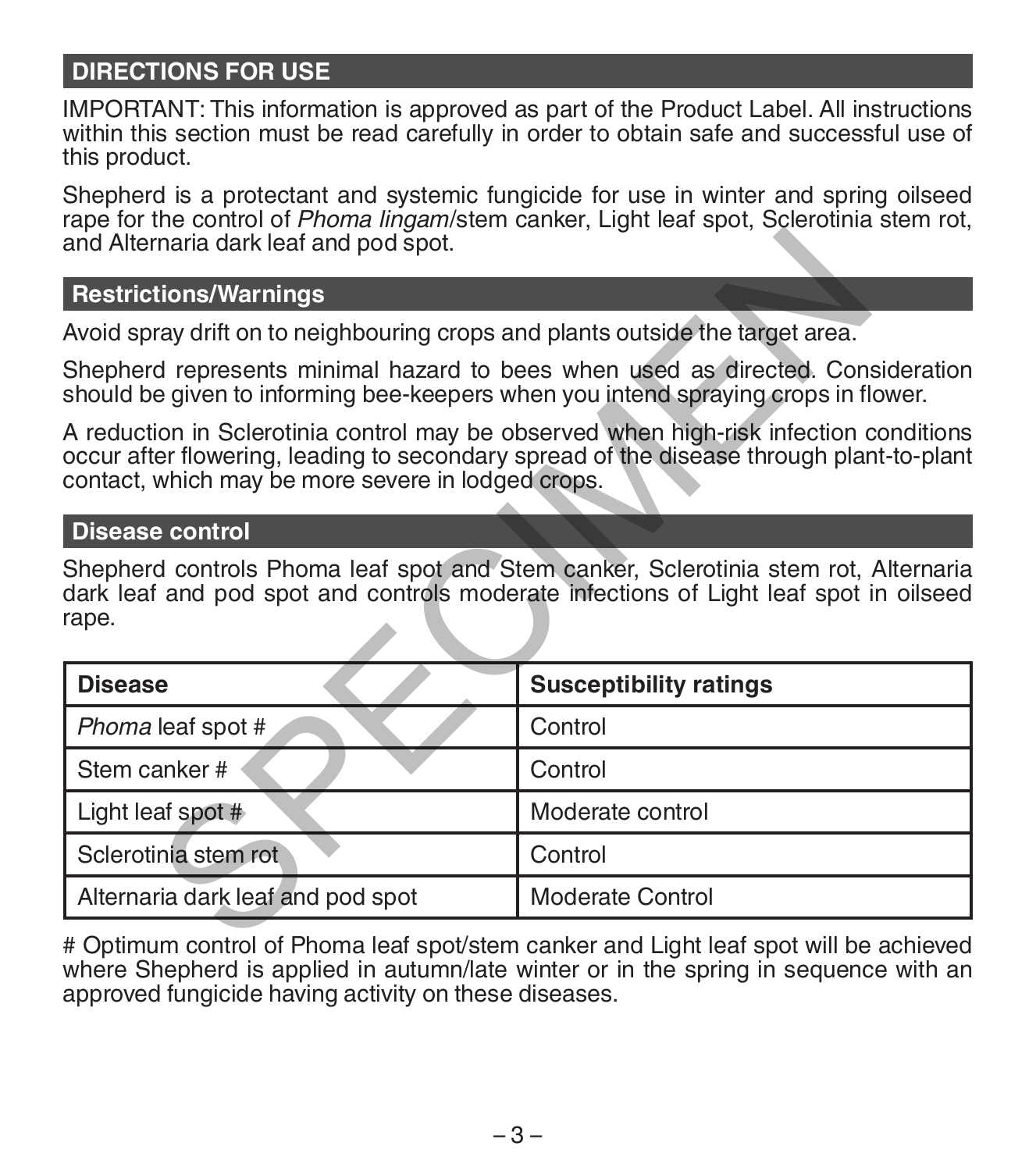## DIRECTIONS FOR USE

IMPORTANT: This information is approved as part of the Product Label. All instructions within this section must be read carefully in order to obtain safe and successful use of this product.

Shepherd is a protectant and systemic fungicide for use in winter and spring oilseed rape for the control of *Phoma lingam*/stem canker, Light leaf spot, Sclerotinia stem rot, and Alternaria dark leaf and pod spot.

### Restrictions/Warnings

Avoid spray drift on to neighbouring crops and plants outside the target area.

Shepherd represents minimal hazard to bees when used as directed. Consideration should be given to informing bee-keepers when you intend spraying crops in flower.

A reduction in Sclerotinia control may be observed when high-risk infection conditions occur after flowering, leading to secondary spread of the disease through plant-to-plant contact, which may be more severe in lodged crops.

### Disease control

Shepherd controls Phoma leaf spot and Stem canker, Sclerotinia stem rot, Alternaria dark leaf and pod spot and controls moderate infections of Light leaf spot in oilseed rape.

| Disease | Susceptibility ratings |
|---|---|
| *Phoma* leaf spot # | Control |
| Stem canker # | Control |
| Light leaf spot # | Moderate control |
| Sclerotinia stem rot | Control |
| Alternaria dark leaf and pod spot | Moderate Control |

# Optimum control of Phoma leaf spot/stem canker and Light leaf spot will be achieved where Shepherd is applied in autumn/late winter or in the spring in sequence with an approved fungicide having activity on these diseases.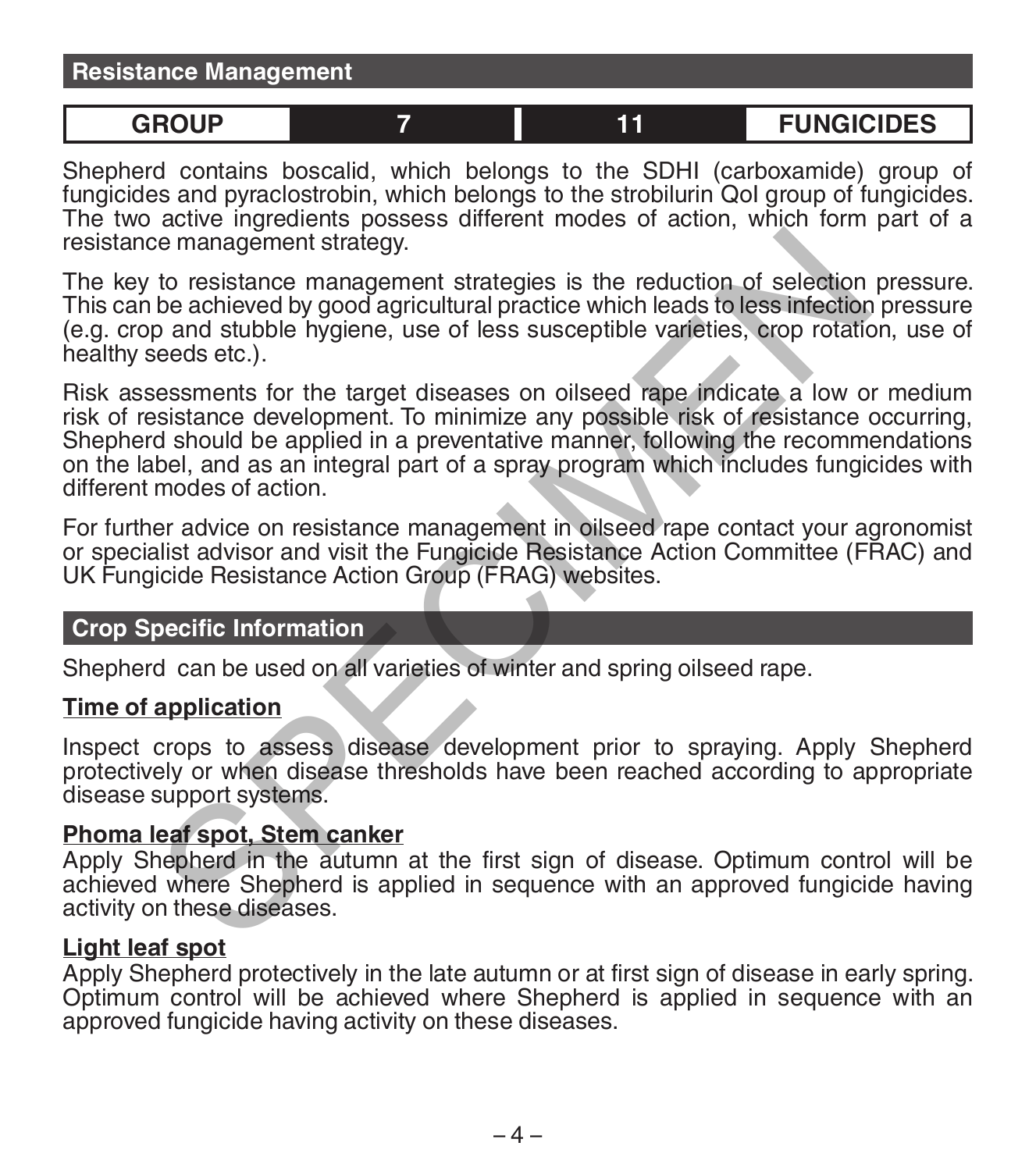## Resistance Management

| GROUP | 7 | 11 | FUNGICIDES |
|---|---|---|---|

Shepherd contains boscalid, which belongs to the SDHI (carboxamide) group of fungicides and pyraclostrobin, which belongs to the strobilurin QoI group of fungicides. The two active ingredients possess different modes of action, which form part of a resistance management strategy.

The key to resistance management strategies is the reduction of selection pressure. This can be achieved by good agricultural practice which leads to less infection pressure (e.g. crop and stubble hygiene, use of less susceptible varieties, crop rotation, use of healthy seeds etc.).

Risk assessments for the target diseases on oilseed rape indicate a low or medium risk of resistance development. To minimize any possible risk of resistance occurring, Shepherd should be applied in a preventative manner, following the recommendations on the label, and as an integral part of a spray program which includes fungicides with different modes of action.

For further advice on resistance management in oilseed rape contact your agronomist or specialist advisor and visit the Fungicide Resistance Action Committee (FRAC) and UK Fungicide Resistance Action Group (FRAG) websites.

## Crop Specific Information

Shepherd can be used on all varieties of winter and spring oilseed rape.

### Time of application

Inspect crops to assess disease development prior to spraying. Apply Shepherd protectively or when disease thresholds have been reached according to appropriate disease support systems.

### Phoma leaf spot, Stem canker

Apply Shepherd in the autumn at the first sign of disease. Optimum control will be achieved where Shepherd is applied in sequence with an approved fungicide having activity on these diseases.

### Light leaf spot

Apply Shepherd protectively in the late autumn or at first sign of disease in early spring. Optimum control will be achieved where Shepherd is applied in sequence with an approved fungicide having activity on these diseases.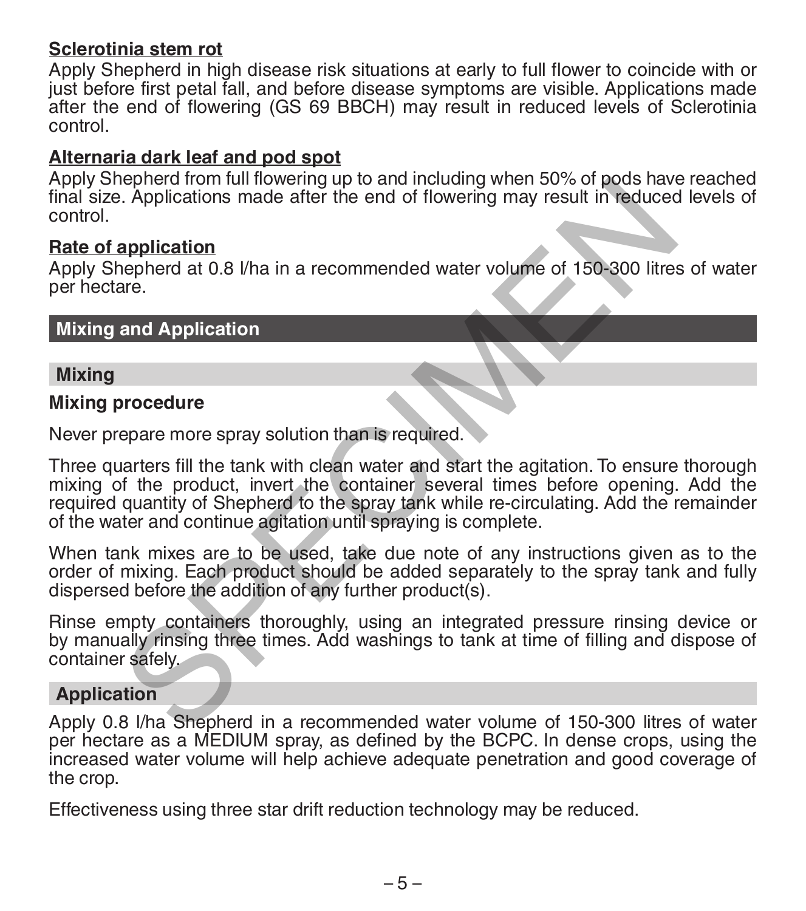**Sclerotinia stem rot**

Apply Shepherd in high disease risk situations at early to full flower to coincide with or just before first petal fall, and before disease symptoms are visible. Applications made after the end of flowering (GS 69 BBCH) may result in reduced levels of Sclerotinia control.

**Alternaria dark leaf and pod spot**

Apply Shepherd from full flowering up to and including when 50% of pods have reached final size. Applications made after the end of flowering may result in reduced levels of control.

**Rate of application**

Apply Shepherd at 0.8 l/ha in a recommended water volume of 150-300 litres of water per hectare.

## Mixing and Application

### Mixing

**Mixing procedure**

Never prepare more spray solution than is required.

Three quarters fill the tank with clean water and start the agitation. To ensure thorough mixing of the product, invert the container several times before opening. Add the required quantity of Shepherd to the spray tank while re-circulating. Add the remainder of the water and continue agitation until spraying is complete.

When tank mixes are to be used, take due note of any instructions given as to the order of mixing. Each product should be added separately to the spray tank and fully dispersed before the addition of any further product(s).

Rinse empty containers thoroughly, using an integrated pressure rinsing device or by manually rinsing three times. Add washings to tank at time of filling and dispose of container safely.

### Application

Apply 0.8 l/ha Shepherd in a recommended water volume of 150-300 litres of water per hectare as a MEDIUM spray, as defined by the BCPC. In dense crops, using the increased water volume will help achieve adequate penetration and good coverage of the crop.

Effectiveness using three star drift reduction technology may be reduced.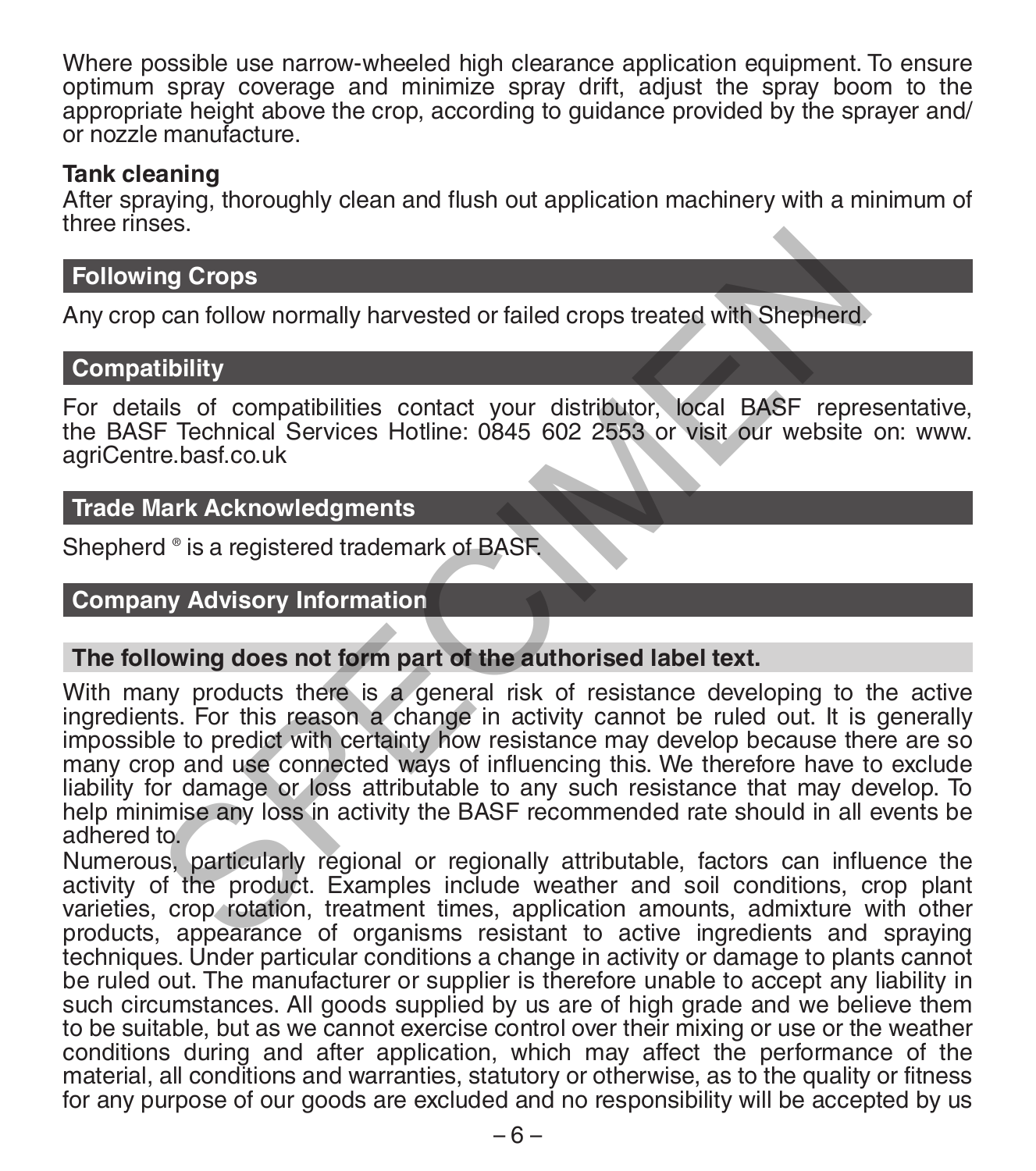Where possible use narrow-wheeled high clearance application equipment. To ensure optimum spray coverage and minimize spray drift, adjust the spray boom to the appropriate height above the crop, according to guidance provided by the sprayer and/or nozzle manufacture.

**Tank cleaning**

After spraying, thoroughly clean and flush out application machinery with a minimum of three rinses.

## Following Crops

Any crop can follow normally harvested or failed crops treated with Shepherd.

## Compatibility

For details of compatibilities contact your distributor, local BASF representative, the BASF Technical Services Hotline: 0845 602 2553 or visit our website on: www.agriCentre.basf.co.uk

## Trade Mark Acknowledgments

Shepherd ® is a registered trademark of BASF.

## Company Advisory Information

**The following does not form part of the authorised label text.**

With many products there is a general risk of resistance developing to the active ingredients. For this reason a change in activity cannot be ruled out. It is generally impossible to predict with certainty how resistance may develop because there are so many crop and use connected ways of influencing this. We therefore have to exclude liability for damage or loss attributable to any such resistance that may develop. To help minimise any loss in activity the BASF recommended rate should in all events be adhered to.

Numerous, particularly regional or regionally attributable, factors can influence the activity of the product. Examples include weather and soil conditions, crop plant varieties, crop rotation, treatment times, application amounts, admixture with other products, appearance of organisms resistant to active ingredients and spraying techniques. Under particular conditions a change in activity or damage to plants cannot be ruled out. The manufacturer or supplier is therefore unable to accept any liability in such circumstances. All goods supplied by us are of high grade and we believe them to be suitable, but as we cannot exercise control over their mixing or use or the weather conditions during and after application, which may affect the performance of the material, all conditions and warranties, statutory or otherwise, as to the quality or fitness for any purpose of our goods are excluded and no responsibility will be accepted by us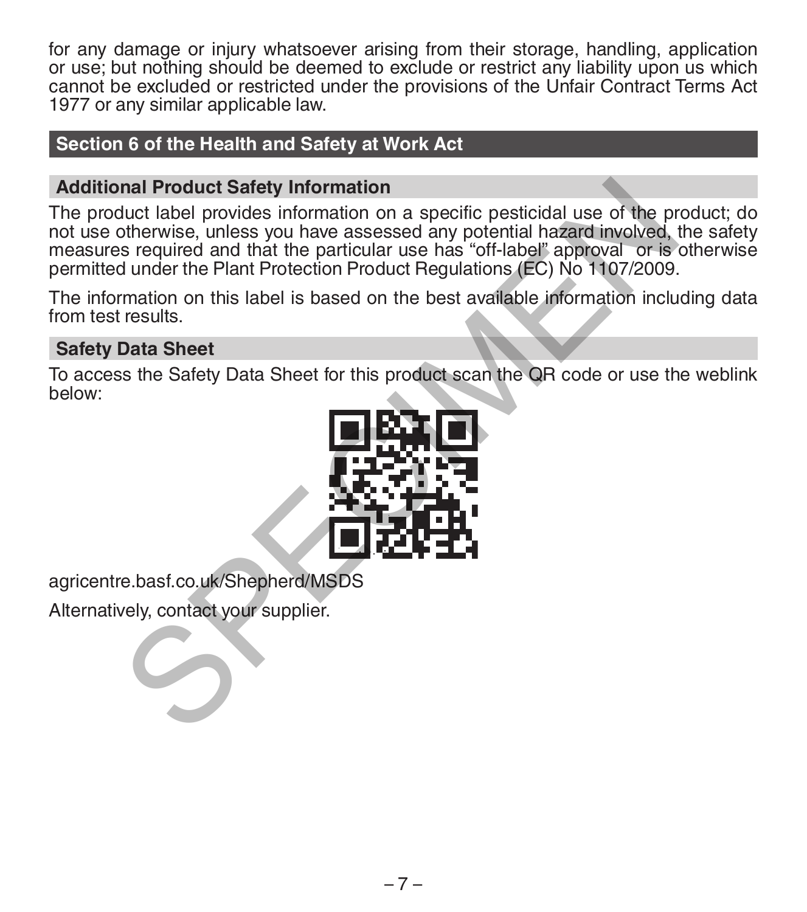for any damage or injury whatsoever arising from their storage, handling, application or use; but nothing should be deemed to exclude or restrict any liability upon us which cannot be excluded or restricted under the provisions of the Unfair Contract Terms Act 1977 or any similar applicable law.

## Section 6 of the Health and Safety at Work Act

### Additional Product Safety Information

The product label provides information on a specific pesticidal use of the product; do not use otherwise, unless you have assessed any potential hazard involved, the safety measures required and that the particular use has "off-label" approval or is otherwise permitted under the Plant Protection Product Regulations (EC) No 1107/2009.

The information on this label is based on the best available information including data from test results.

### Safety Data Sheet

To access the Safety Data Sheet for this product scan the QR code or use the weblink below:

agricentre.basf.co.uk/Shepherd/MSDS

Alternatively, contact your supplier.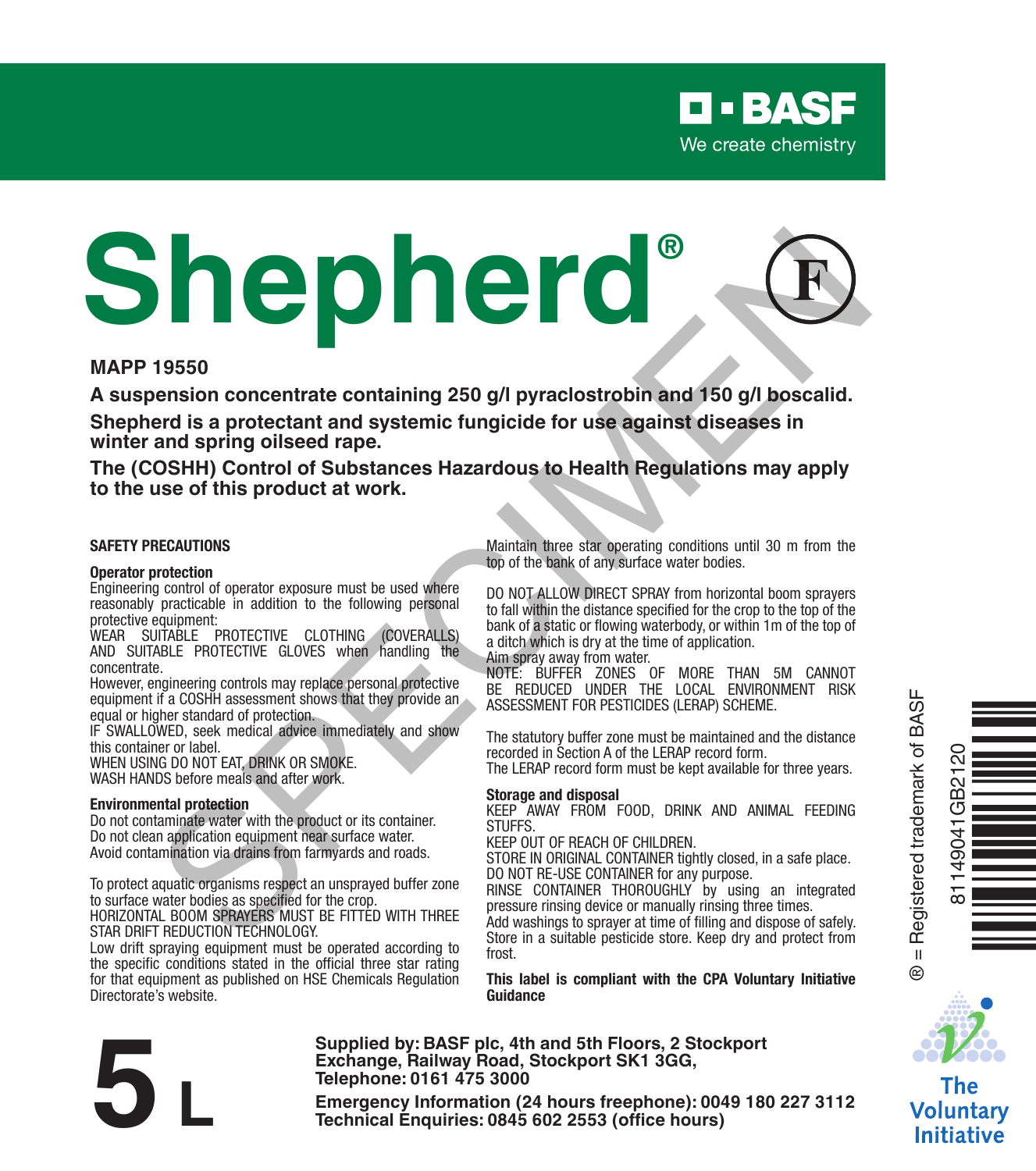**BASF**
We create chemistry

# Shepherd® Ⓕ

**MAPP 19550**

**A suspension concentrate containing 250 g/l pyraclostrobin and 150 g/l boscalid.**

**Shepherd is a protectant and systemic fungicide for use against diseases in winter and spring oilseed rape.**

**The (COSHH) Control of Substances Hazardous to Health Regulations may apply to the use of this product at work.**

SPECIMEN

### SAFETY PRECAUTIONS

**Operator protection**

Engineering control of operator exposure must be used where reasonably practicable in addition to the following personal protective equipment:
WEAR SUITABLE PROTECTIVE CLOTHING (COVERALLS) AND SUITABLE PROTECTIVE GLOVES when handling the concentrate.
However, engineering controls may replace personal protective equipment if a COSHH assessment shows that they provide an equal or higher standard of protection.
IF SWALLOWED, seek medical advice immediately and show this container or label.
WHEN USING DO NOT EAT, DRINK OR SMOKE.
WASH HANDS before meals and after work.

**Environmental protection**

Do not contaminate water with the product or its container.
Do not clean application equipment near surface water.
Avoid contamination via drains from farmyards and roads.

To protect aquatic organisms respect an unsprayed buffer zone to surface water bodies as specified for the crop.
HORIZONTAL BOOM SPRAYERS MUST BE FITTED WITH THREE STAR DRIFT REDUCTION TECHNOLOGY.
Low drift spraying equipment must be operated according to the specific conditions stated in the official three star rating for that equipment as published on HSE Chemicals Regulation Directorate's website.
Maintain three star operating conditions until 30 m from the top of the bank of any surface water bodies.

DO NOT ALLOW DIRECT SPRAY from horizontal boom sprayers to fall within the distance specified for the crop to the top of the bank of a static or flowing waterbody, or within 1m of the top of a ditch which is dry at the time of application.
Aim spray away from water.
NOTE: BUFFER ZONES OF MORE THAN 5M CANNOT BE REDUCED UNDER THE LOCAL ENVIRONMENT RISK ASSESSMENT FOR PESTICIDES (LERAP) SCHEME.

The statutory buffer zone must be maintained and the distance recorded in Section A of the LERAP record form.
The LERAP record form must be kept available for three years.

**Storage and disposal**

KEEP AWAY FROM FOOD, DRINK AND ANIMAL FEEDING STUFFS.
KEEP OUT OF REACH OF CHILDREN.
STORE IN ORIGINAL CONTAINER tightly closed, in a safe place.
DO NOT RE-USE CONTAINER for any purpose.
RINSE CONTAINER THOROUGHLY by using an integrated pressure rinsing device or manually rinsing three times.
Add washings to sprayer at time of filling and dispose of safely.
Store in a suitable pesticide store. Keep dry and protect from frost.

**This label is compliant with the CPA Voluntary Initiative Guidance**

# 5 L

**Supplied by: BASF plc, 4th and 5th Floors, 2 Stockport Exchange, Railway Road, Stockport SK1 3GG, Telephone: 0161 475 3000**

**Emergency Information (24 hours freephone): 0049 180 227 3112**
**Technical Enquiries: 0845 602 2553 (office hours)**

® = Registered trademark of BASF

81149041GB2120

The Voluntary Initiative